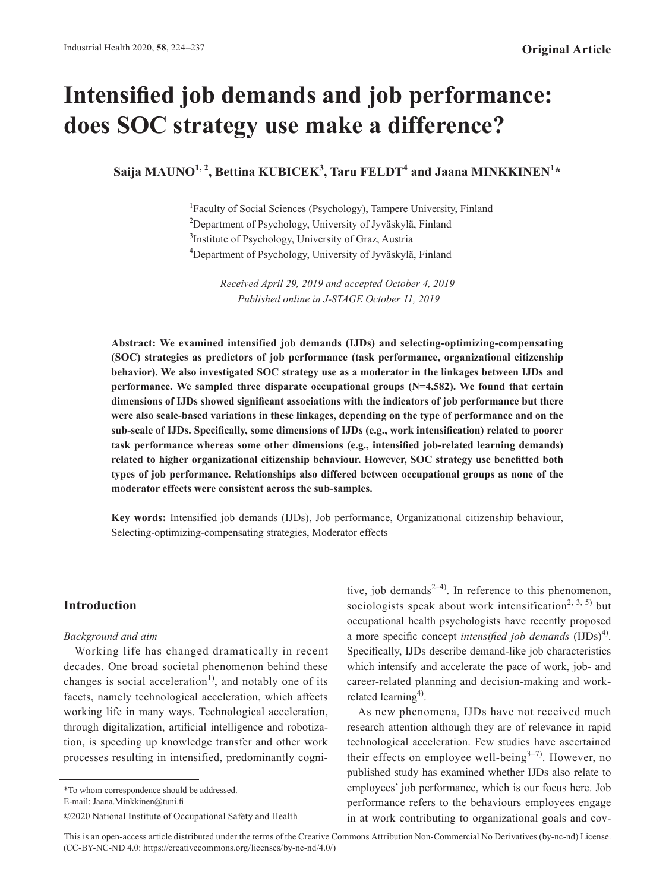Original Article

# Intensified job demands and job performance: does SOC strategy use make a difference?

**Saija MAUNO[1, 2], Bettina KUBICEK[3], Taru FELDT[4] and Jaana MINKKINEN[1]\***

[1]Faculty of Social Sciences (Psychology), Tampere University, Finland
[2]Department of Psychology, University of Jyväskylä, Finland
[3]Institute of Psychology, University of Graz, Austria
[4]Department of Psychology, University of Jyväskylä, Finland

*Received April 29, 2019 and accepted October 4, 2019*
*Published online in J-STAGE October 11, 2019*

**Abstract: We examined intensified job demands (IJDs) and selecting-optimizing-compensating (SOC) strategies as predictors of job performance (task performance, organizational citizenship behavior). We also investigated SOC strategy use as a moderator in the linkages between IJDs and performance. We sampled three disparate occupational groups (N=4,582). We found that certain dimensions of IJDs showed significant associations with the indicators of job performance but there were also scale-based variations in these linkages, depending on the type of performance and on the sub-scale of IJDs. Specifically, some dimensions of IJDs (e.g., work intensification) related to poorer task performance whereas some other dimensions (e.g., intensified job-related learning demands) related to higher organizational citizenship behaviour. However, SOC strategy use benefitted both types of job performance. Relationships also differed between occupational groups as none of the moderator effects were consistent across the sub-samples.**

**Key words:** Intensified job demands (IJDs), Job performance, Organizational citizenship behaviour, Selecting-optimizing-compensating strategies, Moderator effects

## Introduction

### *Background and aim*

Working life has changed dramatically in recent decades. One broad societal phenomenon behind these changes is social acceleration[1)], and notably one of its facets, namely technological acceleration, which affects working life in many ways. Technological acceleration, through digitalization, artificial intelligence and robotization, is speeding up knowledge transfer and other work processes resulting in intensified, predominantly cognitive, job demands[2–4)]. In reference to this phenomenon, sociologists speak about work intensification[2, 3, 5)] but occupational health psychologists have recently proposed a more specific concept *intensified job demands* (IJDs)[4)]. Specifically, IJDs describe demand-like job characteristics which intensify and accelerate the pace of work, job- and career-related planning and decision-making and work-related learning[4)].

As new phenomena, IJDs have not received much research attention although they are of relevance in rapid technological acceleration. Few studies have ascertained their effects on employee well-being[3–7)]. However, no published study has examined whether IJDs also relate to employees' job performance, which is our focus here. Job performance refers to the behaviours employees engage in at work contributing to organizational goals and cov-

\*To whom correspondence should be addressed.
E-mail: Jaana.Minkkinen@tuni.fi

©2020 National Institute of Occupational Safety and Health

This is an open-access article distributed under the terms of the Creative Commons Attribution Non-Commercial No Derivatives (by-nc-nd) License. (CC-BY-NC-ND 4.0: https://creativecommons.org/licenses/by-nc-nd/4.0/)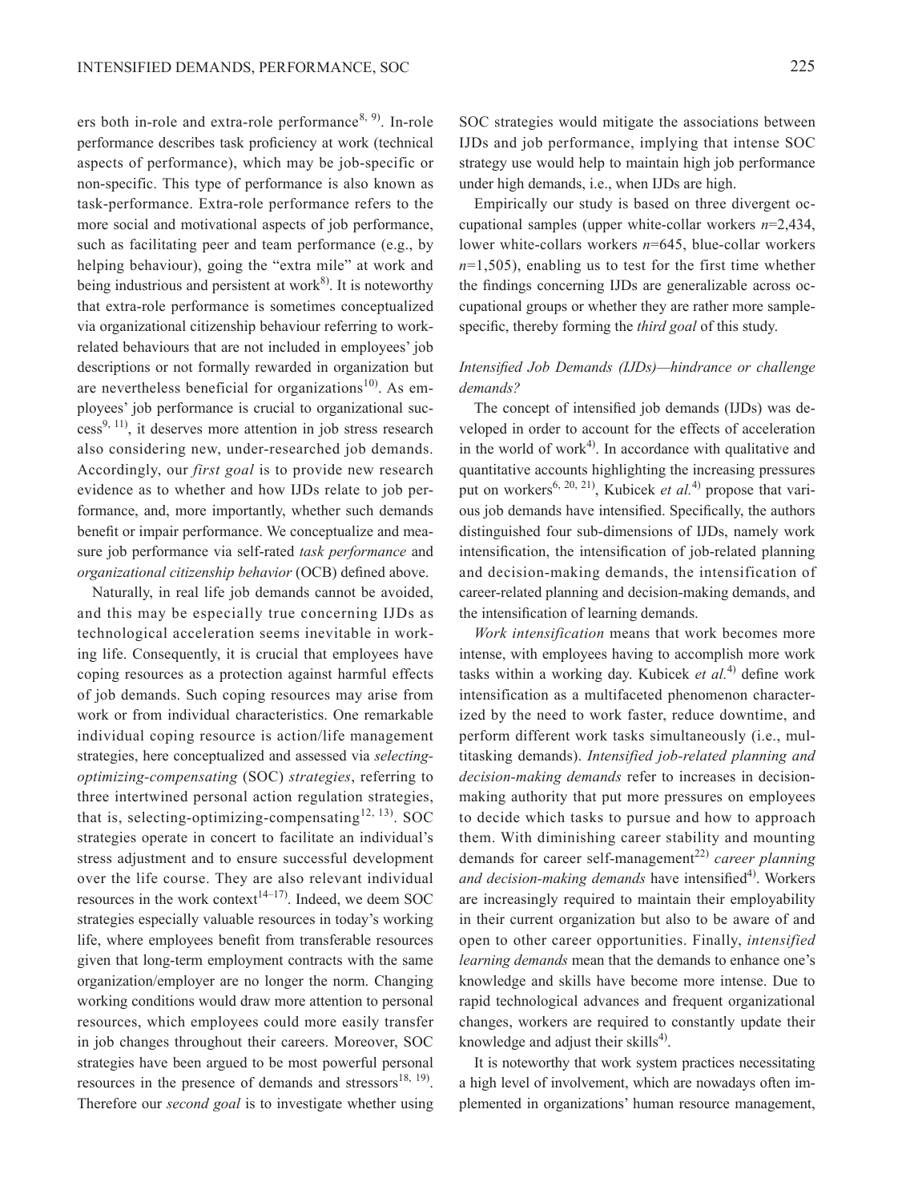ers both in-role and extra-role performance[8, 9]. In-role performance describes task proficiency at work (technical aspects of performance), which may be job-specific or non-specific. This type of performance is also known as task-performance. Extra-role performance refers to the more social and motivational aspects of job performance, such as facilitating peer and team performance (e.g., by helping behaviour), going the "extra mile" at work and being industrious and persistent at work[8]. It is noteworthy that extra-role performance is sometimes conceptualized via organizational citizenship behaviour referring to work-related behaviours that are not included in employees' job descriptions or not formally rewarded in organization but are nevertheless beneficial for organizations[10]. As employees' job performance is crucial to organizational success[9, 11], it deserves more attention in job stress research also considering new, under-researched job demands. Accordingly, our *first goal* is to provide new research evidence as to whether and how IJDs relate to job performance, and, more importantly, whether such demands benefit or impair performance. We conceptualize and measure job performance via self-rated *task performance* and *organizational citizenship behavior* (OCB) defined above.

Naturally, in real life job demands cannot be avoided, and this may be especially true concerning IJDs as technological acceleration seems inevitable in working life. Consequently, it is crucial that employees have coping resources as a protection against harmful effects of job demands. Such coping resources may arise from work or from individual characteristics. One remarkable individual coping resource is action/life management strategies, here conceptualized and assessed via *selecting-optimizing-compensating* (SOC) *strategies*, referring to three intertwined personal action regulation strategies, that is, selecting-optimizing-compensating[12, 13]. SOC strategies operate in concert to facilitate an individual's stress adjustment and to ensure successful development over the life course. They are also relevant individual resources in the work context[14–17]. Indeed, we deem SOC strategies especially valuable resources in today's working life, where employees benefit from transferable resources given that long-term employment contracts with the same organization/employer are no longer the norm. Changing working conditions would draw more attention to personal resources, which employees could more easily transfer in job changes throughout their careers. Moreover, SOC strategies have been argued to be most powerful personal resources in the presence of demands and stressors[18, 19]. Therefore our *second goal* is to investigate whether using SOC strategies would mitigate the associations between IJDs and job performance, implying that intense SOC strategy use would help to maintain high job performance under high demands, i.e., when IJDs are high.

Empirically our study is based on three divergent occupational samples (upper white-collar workers $n$=2,434, lower white-collars workers $n$=645, blue-collar workers $n$=1,505), enabling us to test for the first time whether the findings concerning IJDs are generalizable across occupational groups or whether they are rather more sample-specific, thereby forming the *third goal* of this study.

### *Intensified Job Demands (IJDs)—hindrance or challenge demands?*

The concept of intensified job demands (IJDs) was developed in order to account for the effects of acceleration in the world of work[4]. In accordance with qualitative and quantitative accounts highlighting the increasing pressures put on workers[6, 20, 21], Kubicek *et al.*[4] propose that various job demands have intensified. Specifically, the authors distinguished four sub-dimensions of IJDs, namely work intensification, the intensification of job-related planning and decision-making demands, the intensification of career-related planning and decision-making demands, and the intensification of learning demands.

*Work intensification* means that work becomes more intense, with employees having to accomplish more work tasks within a working day. Kubicek *et al.*[4] define work intensification as a multifaceted phenomenon characterized by the need to work faster, reduce downtime, and perform different work tasks simultaneously (i.e., multitasking demands). *Intensified job-related planning and decision-making demands* refer to increases in decision-making authority that put more pressures on employees to decide which tasks to pursue and how to approach them. With diminishing career stability and mounting demands for career self-management[22] *career planning and decision-making demands* have intensified[4]. Workers are increasingly required to maintain their employability in their current organization but also to be aware of and open to other career opportunities. Finally, *intensified learning demands* mean that the demands to enhance one's knowledge and skills have become more intense. Due to rapid technological advances and frequent organizational changes, workers are required to constantly update their knowledge and adjust their skills[4].

It is noteworthy that work system practices necessitating a high level of involvement, which are nowadays often implemented in organizations' human resource management,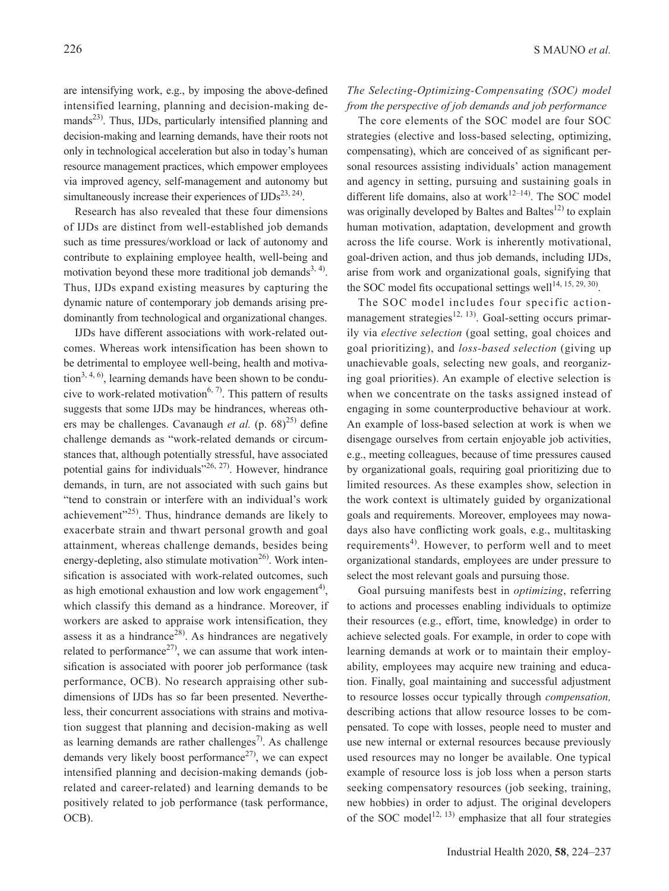are intensifying work, e.g., by imposing the above-defined intensified learning, planning and decision-making demands[23]. Thus, IJDs, particularly intensified planning and decision-making and learning demands, have their roots not only in technological acceleration but also in today's human resource management practices, which empower employees via improved agency, self-management and autonomy but simultaneously increase their experiences of IJDs[23, 24].

Research has also revealed that these four dimensions of IJDs are distinct from well-established job demands such as time pressures/workload or lack of autonomy and contribute to explaining employee health, well-being and motivation beyond these more traditional job demands[3, 4]. Thus, IJDs expand existing measures by capturing the dynamic nature of contemporary job demands arising predominantly from technological and organizational changes.

IJDs have different associations with work-related outcomes. Whereas work intensification has been shown to be detrimental to employee well-being, health and motivation[3, 4, 6], learning demands have been shown to be conducive to work-related motivation[6, 7]. This pattern of results suggests that some IJDs may be hindrances, whereas others may be challenges. Cavanaugh *et al.* (p. 68)[25] define challenge demands as "work-related demands or circumstances that, although potentially stressful, have associated potential gains for individuals"[26, 27]. However, hindrance demands, in turn, are not associated with such gains but "tend to constrain or interfere with an individual's work achievement"[25]. Thus, hindrance demands are likely to exacerbate strain and thwart personal growth and goal attainment, whereas challenge demands, besides being energy-depleting, also stimulate motivation[26]. Work intensification is associated with work-related outcomes, such as high emotional exhaustion and low work engagement[4], which classify this demand as a hindrance. Moreover, if workers are asked to appraise work intensification, they assess it as a hindrance[28]. As hindrances are negatively related to performance[27], we can assume that work intensification is associated with poorer job performance (task performance, OCB). No research appraising other subdimensions of IJDs has so far been presented. Nevertheless, their concurrent associations with strains and motivation suggest that planning and decision-making as well as learning demands are rather challenges[7]. As challenge demands very likely boost performance[27], we can expect intensified planning and decision-making demands (job-related and career-related) and learning demands to be positively related to job performance (task performance, OCB).

### *The Selecting-Optimizing-Compensating (SOC) model from the perspective of job demands and job performance*

The core elements of the SOC model are four SOC strategies (elective and loss-based selecting, optimizing, compensating), which are conceived of as significant personal resources assisting individuals' action management and agency in setting, pursuing and sustaining goals in different life domains, also at work[12–14]. The SOC model was originally developed by Baltes and Baltes[12] to explain human motivation, adaptation, development and growth across the life course. Work is inherently motivational, goal-driven action, and thus job demands, including IJDs, arise from work and organizational goals, signifying that the SOC model fits occupational settings well[14, 15, 29, 30].

The SOC model includes four specific action-management strategies[12, 13]. Goal-setting occurs primarily via *elective selection* (goal setting, goal choices and goal prioritizing), and *loss-based selection* (giving up unachievable goals, selecting new goals, and reorganizing goal priorities). An example of elective selection is when we concentrate on the tasks assigned instead of engaging in some counterproductive behaviour at work. An example of loss-based selection at work is when we disengage ourselves from certain enjoyable job activities, e.g., meeting colleagues, because of time pressures caused by organizational goals, requiring goal prioritizing due to limited resources. As these examples show, selection in the work context is ultimately guided by organizational goals and requirements. Moreover, employees may nowadays also have conflicting work goals, e.g., multitasking requirements[4]. However, to perform well and to meet organizational standards, employees are under pressure to select the most relevant goals and pursuing those.

Goal pursuing manifests best in *optimizing*, referring to actions and processes enabling individuals to optimize their resources (e.g., effort, time, knowledge) in order to achieve selected goals. For example, in order to cope with learning demands at work or to maintain their employability, employees may acquire new training and education. Finally, goal maintaining and successful adjustment to resource losses occur typically through *compensation,* describing actions that allow resource losses to be compensated. To cope with losses, people need to muster and use new internal or external resources because previously used resources may no longer be available. One typical example of resource loss is job loss when a person starts seeking compensatory resources (job seeking, training, new hobbies) in order to adjust. The original developers of the SOC model[12, 13] emphasize that all four strategies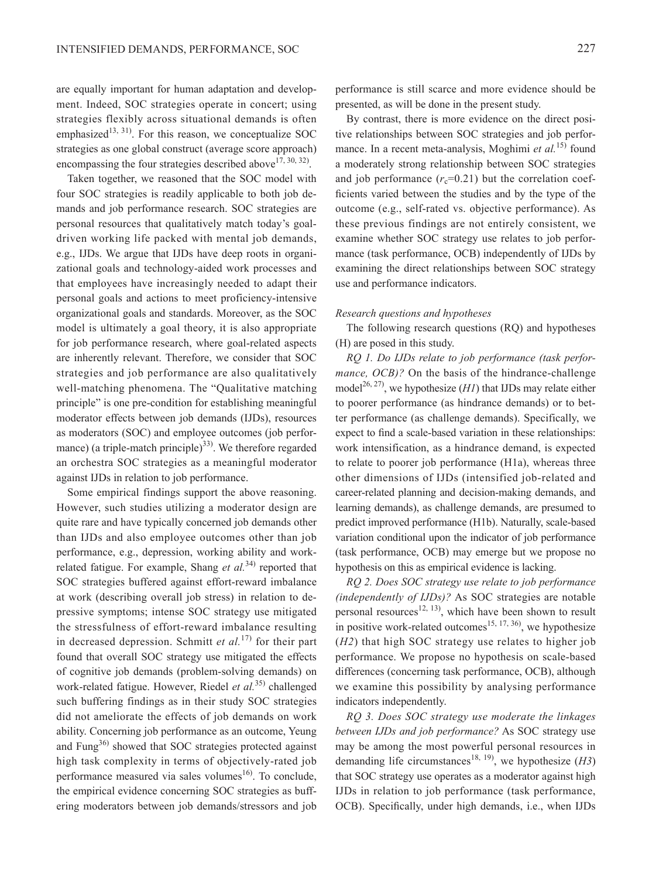are equally important for human adaptation and development. Indeed, SOC strategies operate in concert; using strategies flexibly across situational demands is often emphasized[13, 31]. For this reason, we conceptualize SOC strategies as one global construct (average score approach) encompassing the four strategies described above[17, 30, 32].

Taken together, we reasoned that the SOC model with four SOC strategies is readily applicable to both job demands and job performance research. SOC strategies are personal resources that qualitatively match today's goal-driven working life packed with mental job demands, e.g., IJDs. We argue that IJDs have deep roots in organizational goals and technology-aided work processes and that employees have increasingly needed to adapt their personal goals and actions to meet proficiency-intensive organizational goals and standards. Moreover, as the SOC model is ultimately a goal theory, it is also appropriate for job performance research, where goal-related aspects are inherently relevant. Therefore, we consider that SOC strategies and job performance are also qualitatively well-matching phenomena. The "Qualitative matching principle" is one pre-condition for establishing meaningful moderator effects between job demands (IJDs), resources as moderators (SOC) and employee outcomes (job performance) (a triple-match principle)[33]. We therefore regarded an orchestra SOC strategies as a meaningful moderator against IJDs in relation to job performance.

Some empirical findings support the above reasoning. However, such studies utilizing a moderator design are quite rare and have typically concerned job demands other than IJDs and also employee outcomes other than job performance, e.g., depression, working ability and work-related fatigue. For example, Shang *et al.*[34] reported that SOC strategies buffered against effort-reward imbalance at work (describing overall job stress) in relation to depressive symptoms; intense SOC strategy use mitigated the stressfulness of effort-reward imbalance resulting in decreased depression. Schmitt *et al.*[17] for their part found that overall SOC strategy use mitigated the effects of cognitive job demands (problem-solving demands) on work-related fatigue. However, Riedel *et al.*[35] challenged such buffering findings as in their study SOC strategies did not ameliorate the effects of job demands on work ability. Concerning job performance as an outcome, Yeung and Fung[36] showed that SOC strategies protected against high task complexity in terms of objectively-rated job performance measured via sales volumes[16]. To conclude, the empirical evidence concerning SOC strategies as buffering moderators between job demands/stressors and job performance is still scarce and more evidence should be presented, as will be done in the present study.

By contrast, there is more evidence on the direct positive relationships between SOC strategies and job performance. In a recent meta-analysis, Moghimi *et al.*[15] found a moderately strong relationship between SOC strategies and job performance ($r_c$=0.21) but the correlation coefficients varied between the studies and by the type of the outcome (e.g., self-rated vs. objective performance). As these previous findings are not entirely consistent, we examine whether SOC strategy use relates to job performance (task performance, OCB) independently of IJDs by examining the direct relationships between SOC strategy use and performance indicators.

### *Research questions and hypotheses*

The following research questions (RQ) and hypotheses (H) are posed in this study.

*RQ 1. Do IJDs relate to job performance (task performance, OCB)?* On the basis of the hindrance-challenge model[26, 27], we hypothesize (*H1*) that IJDs may relate either to poorer performance (as hindrance demands) or to better performance (as challenge demands). Specifically, we expect to find a scale-based variation in these relationships: work intensification, as a hindrance demand, is expected to relate to poorer job performance (H1a), whereas three other dimensions of IJDs (intensified job-related and career-related planning and decision-making demands, and learning demands), as challenge demands, are presumed to predict improved performance (H1b). Naturally, scale-based variation conditional upon the indicator of job performance (task performance, OCB) may emerge but we propose no hypothesis on this as empirical evidence is lacking.

*RQ 2. Does SOC strategy use relate to job performance (independently of IJDs)?* As SOC strategies are notable personal resources[12, 13], which have been shown to result in positive work-related outcomes[15, 17, 36], we hypothesize (*H2*) that high SOC strategy use relates to higher job performance. We propose no hypothesis on scale-based differences (concerning task performance, OCB), although we examine this possibility by analysing performance indicators independently.

*RQ 3. Does SOC strategy use moderate the linkages between IJDs and job performance?* As SOC strategy use may be among the most powerful personal resources in demanding life circumstances[18, 19], we hypothesize (*H3*) that SOC strategy use operates as a moderator against high IJDs in relation to job performance (task performance, OCB). Specifically, under high demands, i.e., when IJDs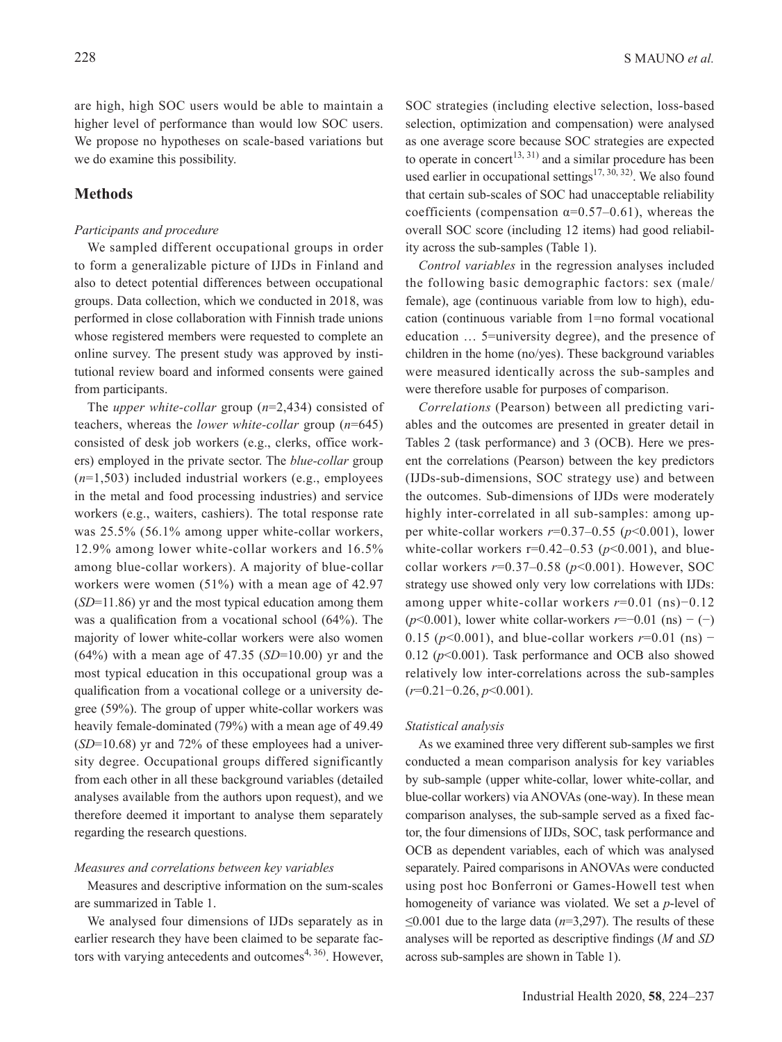are high, high SOC users would be able to maintain a higher level of performance than would low SOC users. We propose no hypotheses on scale-based variations but we do examine this possibility.

## Methods

### *Participants and procedure*

We sampled different occupational groups in order to form a generalizable picture of IJDs in Finland and also to detect potential differences between occupational groups. Data collection, which we conducted in 2018, was performed in close collaboration with Finnish trade unions whose registered members were requested to complete an online survey. The present study was approved by institutional review board and informed consents were gained from participants.

The *upper white-collar* group ($n$=2,434) consisted of teachers, whereas the *lower white-collar* group ($n$=645) consisted of desk job workers (e.g., clerks, office workers) employed in the private sector. The *blue-collar* group ($n$=1,503) included industrial workers (e.g., employees in the metal and food processing industries) and service workers (e.g., waiters, cashiers). The total response rate was 25.5% (56.1% among upper white-collar workers, 12.9% among lower white-collar workers and 16.5% among blue-collar workers). A majority of blue-collar workers were women (51%) with a mean age of 42.97 ($SD$=11.86) yr and the most typical education among them was a qualification from a vocational school (64%). The majority of lower white-collar workers were also women (64%) with a mean age of 47.35 ($SD$=10.00) yr and the most typical education in this occupational group was a qualification from a vocational college or a university degree (59%). The group of upper white-collar workers was heavily female-dominated (79%) with a mean age of 49.49 ($SD$=10.68) yr and 72% of these employees had a university degree. Occupational groups differed significantly from each other in all these background variables (detailed analyses available from the authors upon request), and we therefore deemed it important to analyse them separately regarding the research questions.

### *Measures and correlations between key variables*

Measures and descriptive information on the sum-scales are summarized in Table 1.

We analysed four dimensions of IJDs separately as in earlier research they have been claimed to be separate factors with varying antecedents and outcomes[4, 36]. However, SOC strategies (including elective selection, loss-based selection, optimization and compensation) were analysed as one average score because SOC strategies are expected to operate in concert[13, 31] and a similar procedure has been used earlier in occupational settings[17, 30, 32]. We also found that certain sub-scales of SOC had unacceptable reliability coefficients (compensation $\alpha$=0.57–0.61), whereas the overall SOC score (including 12 items) had good reliability across the sub-samples (Table 1).

*Control variables* in the regression analyses included the following basic demographic factors: sex (male/female), age (continuous variable from low to high), education (continuous variable from 1=no formal vocational education … 5=university degree), and the presence of children in the home (no/yes). These background variables were measured identically across the sub-samples and were therefore usable for purposes of comparison.

*Correlations* (Pearson) between all predicting variables and the outcomes are presented in greater detail in Tables 2 (task performance) and 3 (OCB). Here we present the correlations (Pearson) between the key predictors (IJDs-sub-dimensions, SOC strategy use) and between the outcomes. Sub-dimensions of IJDs were moderately highly inter-correlated in all sub-samples: among upper white-collar workers $r$=0.37–0.55 ($p$<0.001), lower white-collar workers r=0.42–0.53 ($p$<0.001), and blue-collar workers $r$=0.37–0.58 ($p$<0.001). However, SOC strategy use showed only very low correlations with IJDs: among upper white-collar workers $r$=0.01 (ns)−0.12 ($p$<0.001), lower white collar-workers $r$=−0.01 (ns) − (−) 0.15 ($p$<0.001), and blue-collar workers $r$=0.01 (ns) − 0.12 ($p$<0.001). Task performance and OCB also showed relatively low inter-correlations across the sub-samples ($r$=0.21−0.26, $p$<0.001).

### *Statistical analysis*

As we examined three very different sub-samples we first conducted a mean comparison analysis for key variables by sub-sample (upper white-collar, lower white-collar, and blue-collar workers) via ANOVAs (one-way). In these mean comparison analyses, the sub-sample served as a fixed factor, the four dimensions of IJDs, SOC, task performance and OCB as dependent variables, each of which was analysed separately. Paired comparisons in ANOVAs were conducted using post hoc Bonferroni or Games-Howell test when homogeneity of variance was violated. We set a $p$-level of ≤0.001 due to the large data ($n$=3,297). The results of these analyses will be reported as descriptive findings ($M$ and $SD$ across sub-samples are shown in Table 1).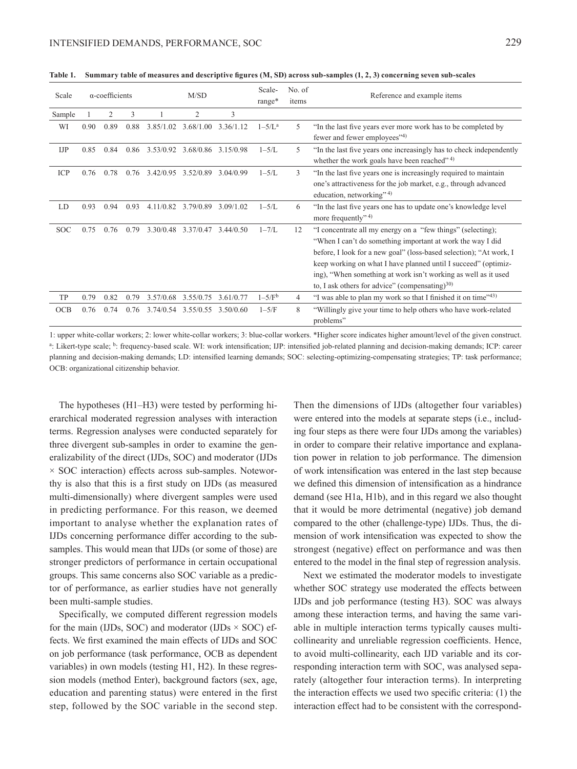**Table 1. Summary table of measures and descriptive figures (M, SD) across sub-samples (1, 2, 3) concerning seven sub-scales**

| Scale | α-coefficients | | | M/SD | | | Scale-range* | No. of items | Reference and example items |
|---|---|---|---|---|---|---|---|---|---|
| Sample | 1 | 2 | 3 | 1 | 2 | 3 | | | |
| WI | 0.90 | 0.89 | 0.88 | 3.85/1.02 | 3.68/1.00 | 3.36/1.12 | 1–5/L[a] | 5 | "In the last five years ever more work has to be completed by fewer and fewer employees"[4)] |
| IJP | 0.85 | 0.84 | 0.86 | 3.53/0.92 | 3.68/0.86 | 3.15/0.98 | 1–5/L | 5 | "In the last five years one increasingly has to check independently whether the work goals have been reached"[4)] |
| ICP | 0.76 | 0.78 | 0.76 | 3.42/0.95 | 3.52/0.89 | 3.04/0.99 | 1–5/L | 3 | "In the last five years one is increasingly required to maintain one's attractiveness for the job market, e.g., through advanced education, networking"[4)] |
| LD | 0.93 | 0.94 | 0.93 | 4.11/0.82 | 3.79/0.89 | 3.09/1.02 | 1–5/L | 6 | "In the last five years one has to update one's knowledge level more frequently"[4)] |
| SOC | 0.75 | 0.76 | 0.79 | 3.30/0.48 | 3.37/0.47 | 3.44/0.50 | 1–7/L | 12 | "I concentrate all my energy on a "few things" (selecting); "When I can't do something important at work the way I did before, I look for a new goal" (loss-based selection); "At work, I keep working on what I have planned until I succeed" (optimizing), "When something at work isn't working as well as it used to, I ask others for advice" (compensating)[30)] |
| TP | 0.79 | 0.82 | 0.79 | 3.57/0.68 | 3.55/0.75 | 3.61/0.77 | 1–5/F[b] | 4 | "I was able to plan my work so that I finished it on time"[43)] |
| OCB | 0.76 | 0.74 | 0.76 | 3.74/0.54 | 3.55/0.55 | 3.50/0.60 | 1–5/F | 8 | "Willingly give your time to help others who have work-related problems" |

1: upper white-collar workers; 2: lower white-collar workers; 3: blue-collar workers. *Higher score indicates higher amount/level of the given construct. [a]: Likert-type scale; [b]: frequency-based scale. WI: work intensification; IJP: intensified job-related planning and decision-making demands; ICP: career planning and decision-making demands; LD: intensified learning demands; SOC: selecting-optimizing-compensating strategies; TP: task performance; OCB: organizational citizenship behavior.

The hypotheses (H1–H3) were tested by performing hierarchical moderated regression analyses with interaction terms. Regression analyses were conducted separately for three divergent sub-samples in order to examine the generalizability of the direct (IJDs, SOC) and moderator (IJDs × SOC interaction) effects across sub-samples. Noteworthy is also that this is a first study on IJDs (as measured multi-dimensionally) where divergent samples were used in predicting performance. For this reason, we deemed important to analyse whether the explanation rates of IJDs concerning performance differ according to the sub-samples. This would mean that IJDs (or some of those) are stronger predictors of performance in certain occupational groups. This same concerns also SOC variable as a predictor of performance, as earlier studies have not generally been multi-sample studies.

Specifically, we computed different regression models for the main (IJDs, SOC) and moderator (IJDs × SOC) effects. We first examined the main effects of IJDs and SOC on job performance (task performance, OCB as dependent variables) in own models (testing H1, H2). In these regression models (method Enter), background factors (sex, age, education and parenting status) were entered in the first step, followed by the SOC variable in the second step. Then the dimensions of IJDs (altogether four variables) were entered into the models at separate steps (i.e., including four steps as there were four IJDs among the variables) in order to compare their relative importance and explanation power in relation to job performance. The dimension of work intensification was entered in the last step because we defined this dimension of intensification as a hindrance demand (see H1a, H1b), and in this regard we also thought that it would be more detrimental (negative) job demand compared to the other (challenge-type) IJDs. Thus, the dimension of work intensification was expected to show the strongest (negative) effect on performance and was then entered to the model in the final step of regression analysis.

Next we estimated the moderator models to investigate whether SOC strategy use moderated the effects between IJDs and job performance (testing H3). SOC was always among these interaction terms, and having the same variable in multiple interaction terms typically causes multi-collinearity and unreliable regression coefficients. Hence, to avoid multi-collinearity, each IJD variable and its corresponding interaction term with SOC, was analysed separately (altogether four interaction terms). In interpreting the interaction effects we used two specific criteria: (1) the interaction effect had to be consistent with the correspond-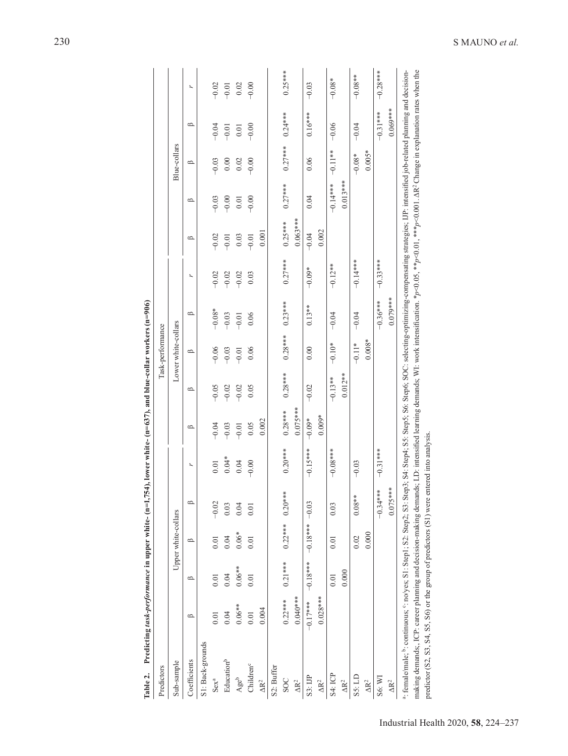**Table 2. Predicting *task-performance* in upper white- (n=1,754), lower white- (n=637), and blue-collar workers (n=906)**

| Predictors | Task-performance | | | | | | | | | | | | | | |
|---|---|---|---|---|---|---|---|---|---|---|---|---|---|---|---|
| Sub-sample | Upper white-collars | | | | | Lower white-collars | | | | | Blue-collars | | | | |
| Coefficients | β | β | β | β | *r* | β | β | β | β | *r* | β | β | β | β | *r* |
| S1: Back-grounds | | | | | | | | | | | | | | | |
| Sex[a] | 0.01 | 0.01 | 0.01 | −0.02 | 0.01 | −0.04 | −0.05 | −0.06 | −0.08* | −0.02 | −0.02 | −0.03 | −0.03 | −0.04 | −0.02 |
| Education[b] | 0.04 | 0.04 | 0.04 | 0.03 | 0.04* | −0.03 | −0.02 | −0.03 | −0.03 | −0.02 | −0.01 | −0.00 | 0.00 | −0.01 | −0.01 |
| Age[b] | 0.06** | 0.06** | 0.06* | 0.04 | 0.04 | −0.01 | −0.02 | −0.01 | −0.01 | −0.02 | 0.03 | 0.01 | 0.02 | 0.01 | 0.02 |
| Children[c] | 0.01 | 0.01 | 0.01 | 0.01 | −0.00 | 0.05 | 0.05 | 0.06 | 0.06 | 0.03 | −0.01 | −0.00 | −0.00 | −0.00 | −0.00 |
| $\Delta R^2$ | 0.004 | | | | | 0.002 | | | | | 0.001 | | | | |
| S2: Buffer | | | | | | | | | | | | | | | |
| SOC | 0.22*** | 0.21*** | 0.22*** | 0.20*** | 0.20*** | 0.28*** | 0.28*** | 0.28*** | 0.23*** | 0.27*** | 0.25*** | 0.27*** | 0.27*** | 0.24*** | 0.25*** |
| $\Delta R^2$ | 0.040*** | | | | | 0.075*** | | | | | 0.063*** | | | | |
| S3: IJP | −0.17*** | −0.18*** | −0.18*** | −0.03 | −0.15*** | −0.09* | −0.02 | 0.00 | 0.13** | −0.09* | −0.04 | 0.04 | 0.06 | 0.16*** | −0.03 |
| $\Delta R^2$ | 0.028*** | | | | | 0.009* | | | | | 0.002 | | | | |
| S4: ICP | | 0.01 | 0.01 | 0.03 | −0.08*** | | −0.13** | −0.10* | −0.04 | −0.12** | | −0.14*** | −0.11** | −0.06 | −0.08* |
| $\Delta R^2$ | | 0.000 | | | | | 0.012** | | | | | 0.013*** | | | |
| S5: LD | | | 0.02 | 0.08** | −0.03 | | | −0.11* | −0.04 | −0.14*** | | | −0.08* | −0.04 | −0.08** |
| $\Delta R^2$ | | | 0.000 | | | | | 0.008* | | | | | 0.005* | | |
| S6: WI | | | | −0.34*** | −0.31*** | | | | −0.36*** | −0.33*** | | | | −0.31*** | −0.28*** |
| $\Delta R^2$ | | | | 0.075*** | | | | | 0.079*** | | | | | 0.069*** | |

[a]: female/male; [b]: continuous; [c]: no/yes; S1: Step1; S2: Step2; S3: Step3; S4: Step4; S5: Step5; S6: Step6; SOC: selecting-optimizing-compensating strategies; IJP: intensified job-related planning and decision-making demands; ICP: career planning and decision-making demands; LD: intensified learning demands; WI: work intensification. *$p$<0.05, **$p$<0.01, ***$p$<0.001. $\Delta R^2$ Change in explanation rates when the predictor (S2, S3, S4, S5, S6) or the group of predictors (S1) were entered into analysis.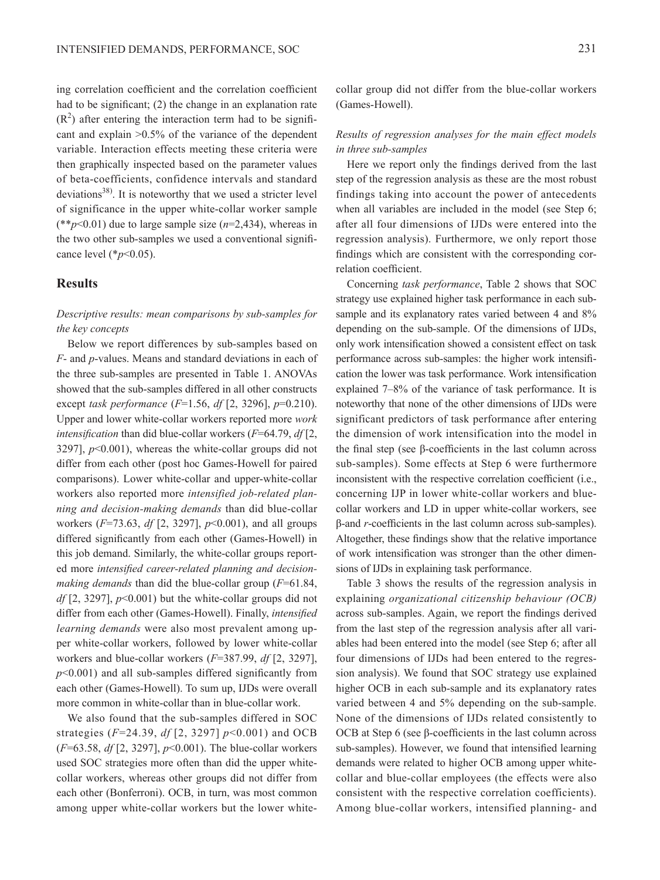ing correlation coefficient and the correlation coefficient had to be significant; (2) the change in an explanation rate ($R^2$) after entering the interaction term had to be significant and explain >0.5% of the variance of the dependent variable. Interaction effects meeting these criteria were then graphically inspected based on the parameter values of beta-coefficients, confidence intervals and standard deviations[38]. It is noteworthy that we used a stricter level of significance in the upper white-collar worker sample (**$p<0.01$) due to large sample size ($n$=2,434), whereas in the two other sub-samples we used a conventional significance level (*$p<0.05$).

## Results

### *Descriptive results: mean comparisons by sub-samples for the key concepts*

Below we report differences by sub-samples based on $F$- and $p$-values. Means and standard deviations in each of the three sub-samples are presented in Table 1. ANOVAs showed that the sub-samples differed in all other constructs except *task performance* ($F$=1.56, $df$ [2, 3296], $p$=0.210). Upper and lower white-collar workers reported more *work intensification* than did blue-collar workers ($F$=64.79, $df$ [2, 3297], $p<0.001$), whereas the white-collar groups did not differ from each other (post hoc Games-Howell for paired comparisons). Lower white-collar and upper-white-collar workers also reported more *intensified job-related planning and decision-making demands* than did blue-collar workers ($F$=73.63, $df$ [2, 3297], $p<0.001$), and all groups differed significantly from each other (Games-Howell) in this job demand. Similarly, the white-collar groups reported more *intensified career-related planning and decision-making demands* than did the blue-collar group ($F$=61.84, $df$ [2, 3297], $p<0.001$) but the white-collar groups did not differ from each other (Games-Howell). Finally, *intensified learning demands* were also most prevalent among upper white-collar workers, followed by lower white-collar workers and blue-collar workers ($F$=387.99, $df$ [2, 3297], $p<0.001$) and all sub-samples differed significantly from each other (Games-Howell). To sum up, IJDs were overall more common in white-collar than in blue-collar work.

We also found that the sub-samples differed in SOC strategies ($F$=24.39, $df$ [2, 3297] $p<0.001$) and OCB ($F$=63.58, $df$ [2, 3297], $p<0.001$). The blue-collar workers used SOC strategies more often than did the upper white-collar workers, whereas other groups did not differ from each other (Bonferroni). OCB, in turn, was most common among upper white-collar workers but the lower white-collar group did not differ from the blue-collar workers (Games-Howell).

### *Results of regression analyses for the main effect models in three sub-samples*

Here we report only the findings derived from the last step of the regression analysis as these are the most robust findings taking into account the power of antecedents when all variables are included in the model (see Step 6; after all four dimensions of IJDs were entered into the regression analysis). Furthermore, we only report those findings which are consistent with the corresponding correlation coefficient.

Concerning *task performance*, Table 2 shows that SOC strategy use explained higher task performance in each sub-sample and its explanatory rates varied between 4 and 8% depending on the sub-sample. Of the dimensions of IJDs, only work intensification showed a consistent effect on task performance across sub-samples: the higher work intensification the lower was task performance. Work intensification explained 7–8% of the variance of task performance. It is noteworthy that none of the other dimensions of IJDs were significant predictors of task performance after entering the dimension of work intensification into the model in the final step (see β-coefficients in the last column across sub-samples). Some effects at Step 6 were furthermore inconsistent with the respective correlation coefficient (i.e., concerning IJP in lower white-collar workers and blue-collar workers and LD in upper white-collar workers, see β-and $r$-coefficients in the last column across sub-samples). Altogether, these findings show that the relative importance of work intensification was stronger than the other dimensions of IJDs in explaining task performance.

Table 3 shows the results of the regression analysis in explaining *organizational citizenship behaviour (OCB)* across sub-samples. Again, we report the findings derived from the last step of the regression analysis after all variables had been entered into the model (see Step 6; after all four dimensions of IJDs had been entered to the regression analysis). We found that SOC strategy use explained higher OCB in each sub-sample and its explanatory rates varied between 4 and 5% depending on the sub-sample. None of the dimensions of IJDs related consistently to OCB at Step 6 (see β-coefficients in the last column across sub-samples). However, we found that intensified learning demands were related to higher OCB among upper white-collar and blue-collar employees (the effects were also consistent with the respective correlation coefficients). Among blue-collar workers, intensified planning- and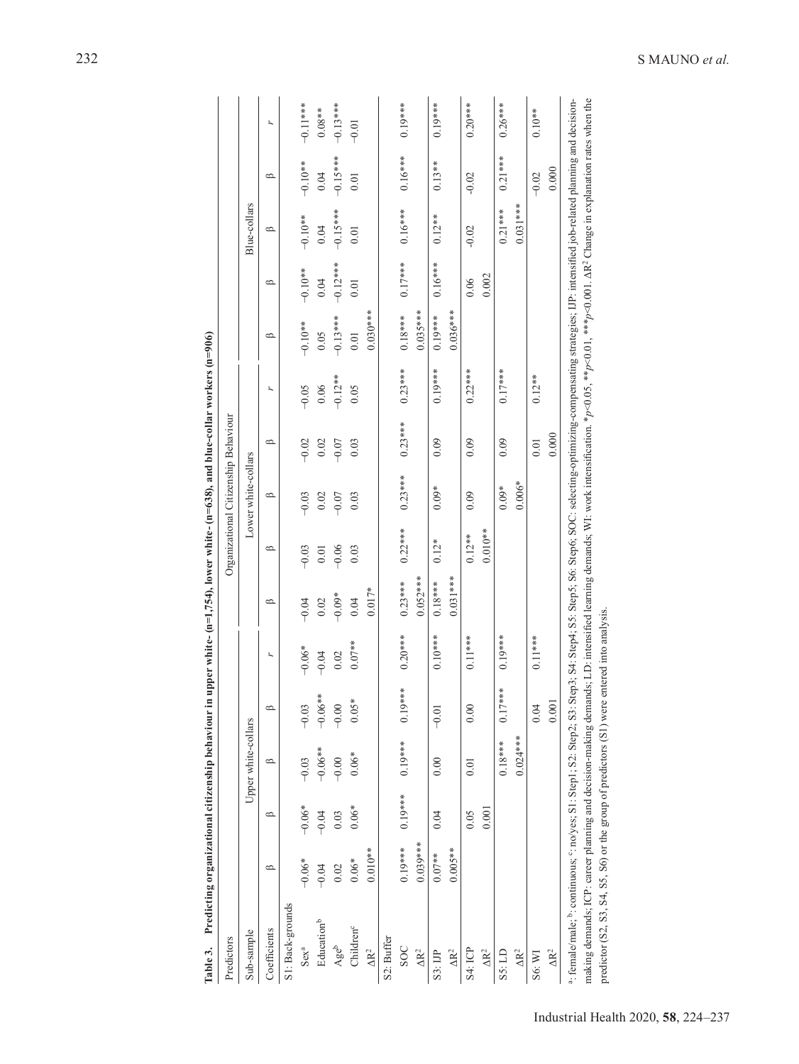**Table 3. Predicting organizational citizenship behaviour in upper white- (n=1,754), lower white- (n=638), and blue-collar workers (n=906)**

| Predictors | Organizational Citizenship Behaviour | | | | | | | | | | | | | | |
|---|---|---|---|---|---|---|---|---|---|---|---|---|---|---|---|
| Sub-sample | Upper white-collars | | | | | Lower white-collars | | | | | Blue-collars | | | | |
| Coefficients | β | β | β | β | r | β | β | β | β | r | β | β | β | β | r |
| S1: Back-grounds | | | | | | | | | | | | | | | |
| Sex[a] | −0.06* | −0.06* | −0.03 | −0.03 | −0.06* | −0.04 | −0.03 | −0.03 | −0.02 | −0.05 | −0.10** | −0.10** | −0.10** | −0.10** | −0.11*** |
| Education[b] | −0.04 | −0.04 | −0.06** | −0.06** | −0.04 | 0.02 | 0.01 | 0.02 | 0.02 | 0.06 | 0.05 | 0.04 | 0.04 | 0.04 | 0.08** |
| Age[b] | 0.02 | 0.03 | −0.00 | −0.00 | 0.02 | −0.09* | −0.06 | −0.07 | −0.07 | −0.12** | −0.13*** | −0.12*** | −0.15*** | −0.15*** | −0.13*** |
| Children[c] | 0.06* | 0.06* | 0.06* | 0.05* | 0.07** | 0.04 | 0.03 | 0.03 | 0.03 | 0.05 | 0.01 | 0.01 | 0.01 | 0.01 | −0.01 |
| $\Delta R^2$ | 0.010** | | | | | 0.017* | | | | | 0.030*** | | | | |
| S2: Buffer | | | | | | | | | | | | | | | |
| SOC | 0.19*** | 0.19*** | 0.19*** | 0.19*** | 0.20*** | 0.23*** | 0.22*** | 0.23*** | 0.23*** | 0.23*** | 0.18*** | 0.17*** | 0.16*** | 0.16*** | 0.19*** |
| $\Delta R^2$ | 0.039*** | | | | | 0.052*** | | | | | 0.035*** | | | | |
| S3: IJP | 0.07** | 0.04 | 0.00 | −0.01 | 0.10*** | 0.18*** | 0.12* | 0.09* | 0.09 | 0.19*** | 0.19*** | 0.16*** | 0.12** | 0.13** | 0.19*** |
| $\Delta R^2$ | 0.005** | | | | | 0.031*** | | | | | 0.036*** | | | | |
| S4: ICP | | 0.05 | 0.01 | 0.00 | 0.11*** | | 0.12** | 0.09 | 0.09 | 0.22*** | | 0.06 | −0.02 | −0.02 | 0.20*** |
| $\Delta R^2$ | | 0.001 | | | | | 0.010** | | | | | 0.002 | | | |
| S5: LD | | | 0.18*** | 0.17*** | 0.19*** | | | 0.09* | 0.09 | 0.17*** | | | 0.21*** | 0.21*** | 0.26*** |
| $\Delta R^2$ | | | 0.024*** | | | | | 0.006* | | | | | 0.031*** | | |
| S6: WI | | | | 0.04 | 0.11*** | | | | 0.01 | 0.12** | | | | −0.02 | 0.10** |
| $\Delta R^2$ | | | | 0.001 | | | | | 0.000 | | | | | 0.000 | |

[a]: female/male; [b]: continuous; [c]: no/yes; S1: Step1; S2: Step2; S3: Step3; S4: Step4; S5: Step5; S6: Step6; SOC: selecting-optimizing-compensating strategies; IJP: intensified job-related planning and decision-making demands; ICP: career planning and decision-making demands; LD: intensified learning demands; WI: work intensification. *$p$<0.05, **$p$<0.01, ***$p$<0.001. $\Delta R^2$ Change in explanation rates when the predictor (S2, S3, S4, S5, S6) or the group of predictors (S1) were entered into analysis.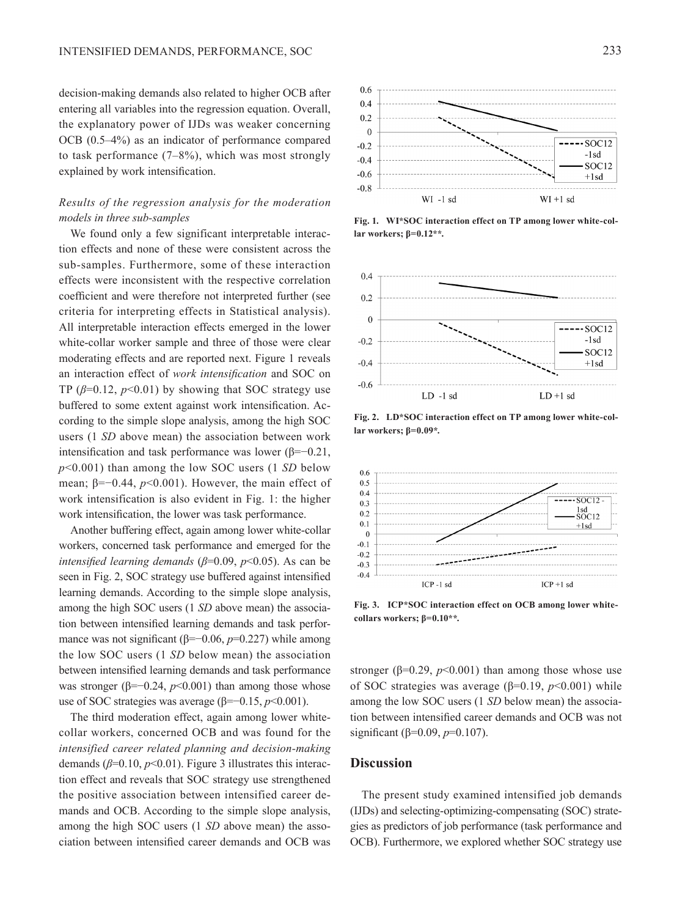decision-making demands also related to higher OCB after entering all variables into the regression equation. Overall, the explanatory power of IJDs was weaker concerning OCB (0.5–4%) as an indicator of performance compared to task performance (7–8%), which was most strongly explained by work intensification.

### *Results of the regression analysis for the moderation models in three sub-samples*

We found only a few significant interpretable interaction effects and none of these were consistent across the sub-samples. Furthermore, some of these interaction effects were inconsistent with the respective correlation coefficient and were therefore not interpreted further (see criteria for interpreting effects in Statistical analysis). All interpretable interaction effects emerged in the lower white-collar worker sample and three of those were clear moderating effects and are reported next. Figure 1 reveals an interaction effect of *work intensification* and SOC on TP ($\beta$=0.12, $p$<0.01) by showing that SOC strategy use buffered to some extent against work intensification. According to the simple slope analysis, among the high SOC users (1 *SD* above mean) the association between work intensification and task performance was lower (β=−0.21, $p$<0.001) than among the low SOC users (1 *SD* below mean; β=−0.44, $p$<0.001). However, the main effect of work intensification is also evident in Fig. 1: the higher work intensification, the lower was task performance.

Another buffering effect, again among lower white-collar workers, concerned task performance and emerged for the *intensified learning demands* ($\beta$=0.09, $p$<0.05). As can be seen in Fig. 2, SOC strategy use buffered against intensified learning demands. According to the simple slope analysis, among the high SOC users (1 *SD* above mean) the association between intensified learning demands and task performance was not significant (β=−0.06, $p$=0.227) while among the low SOC users (1 *SD* below mean) the association between intensified learning demands and task performance was stronger (β=−0.24, $p$<0.001) than among those whose use of SOC strategies was average (β=−0.15, $p$<0.001).

The third moderation effect, again among lower white-collar workers, concerned OCB and was found for the *intensified career related planning and decision-making* demands ($\beta$=0.10, $p$<0.01). Figure 3 illustrates this interaction effect and reveals that SOC strategy use strengthened the positive association between intensified career demands and OCB. According to the simple slope analysis, among the high SOC users (1 *SD* above mean) the association between intensified career demands and OCB was stronger (β=0.29, $p$<0.001) than among those whose use of SOC strategies was average (β=0.19, $p$<0.001) while among the low SOC users (1 *SD* below mean) the association between intensified career demands and OCB was not significant (β=0.09, $p$=0.107).

**Fig. 1. WI*SOC interaction effect on TP among lower white-collar workers; β=0.12\*\*.**

**Fig. 2. LD*SOC interaction effect on TP among lower white-collar workers; β=0.09\*.**

**Fig. 3. ICP*SOC interaction effect on OCB among lower white-collars workers; β=0.10\*\*.**

## Discussion

The present study examined intensified job demands (IJDs) and selecting-optimizing-compensating (SOC) strategies as predictors of job performance (task performance and OCB). Furthermore, we explored whether SOC strategy use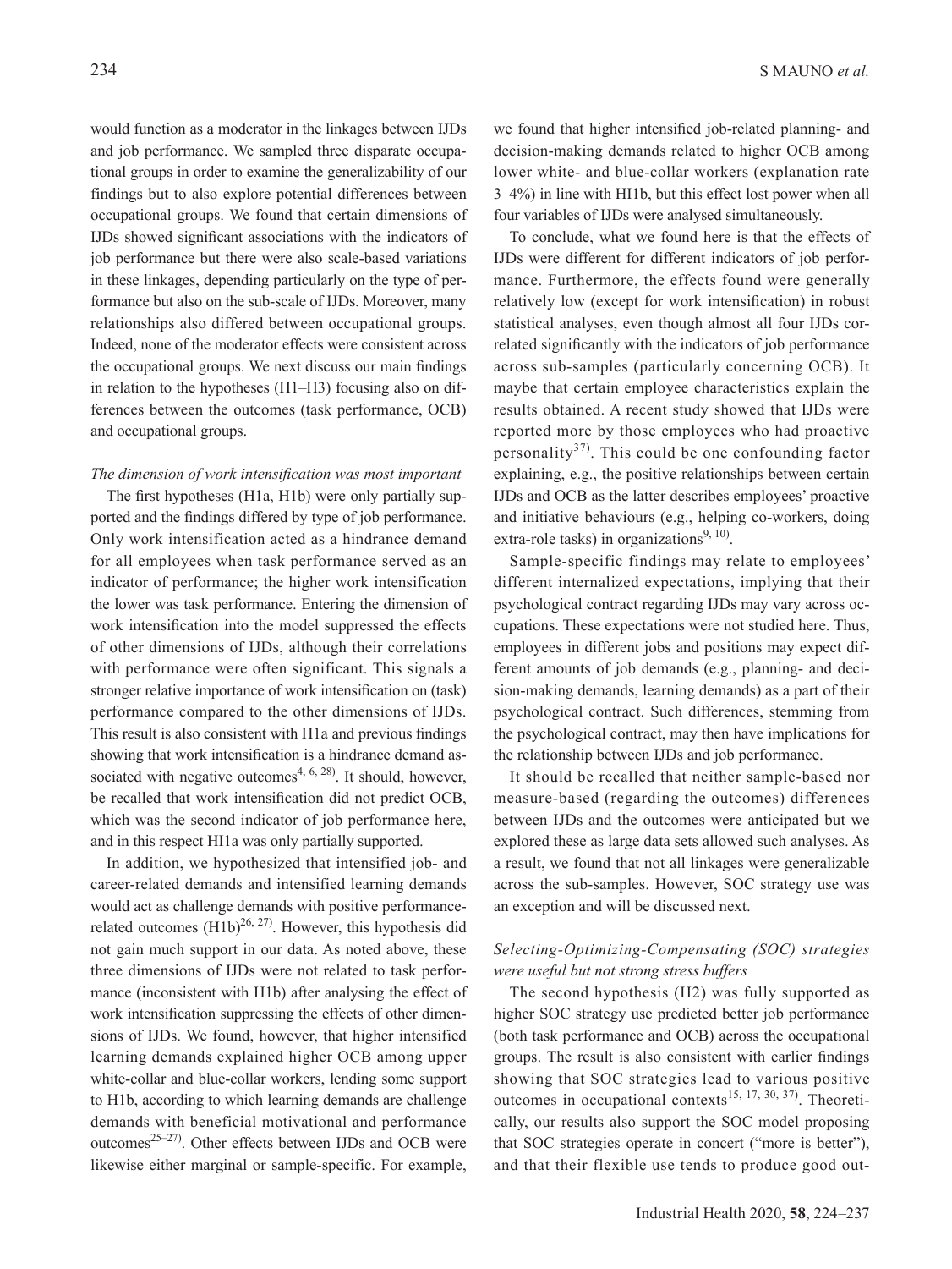would function as a moderator in the linkages between IJDs and job performance. We sampled three disparate occupational groups in order to examine the generalizability of our findings but to also explore potential differences between occupational groups. We found that certain dimensions of IJDs showed significant associations with the indicators of job performance but there were also scale-based variations in these linkages, depending particularly on the type of performance but also on the sub-scale of IJDs. Moreover, many relationships also differed between occupational groups. Indeed, none of the moderator effects were consistent across the occupational groups. We next discuss our main findings in relation to the hypotheses (H1–H3) focusing also on differences between the outcomes (task performance, OCB) and occupational groups.

### *The dimension of work intensification was most important*

The first hypotheses (H1a, H1b) were only partially supported and the findings differed by type of job performance. Only work intensification acted as a hindrance demand for all employees when task performance served as an indicator of performance; the higher work intensification the lower was task performance. Entering the dimension of work intensification into the model suppressed the effects of other dimensions of IJDs, although their correlations with performance were often significant. This signals a stronger relative importance of work intensification on (task) performance compared to the other dimensions of IJDs. This result is also consistent with H1a and previous findings showing that work intensification is a hindrance demand associated with negative outcomes[4, 6, 28]. It should, however, be recalled that work intensification did not predict OCB, which was the second indicator of job performance here, and in this respect HI1a was only partially supported.

In addition, we hypothesized that intensified job- and career-related demands and intensified learning demands would act as challenge demands with positive performance-related outcomes (H1b)[26, 27]. However, this hypothesis did not gain much support in our data. As noted above, these three dimensions of IJDs were not related to task performance (inconsistent with H1b) after analysing the effect of work intensification suppressing the effects of other dimensions of IJDs. We found, however, that higher intensified learning demands explained higher OCB among upper white-collar and blue-collar workers, lending some support to H1b, according to which learning demands are challenge demands with beneficial motivational and performance outcomes[25–27]. Other effects between IJDs and OCB were likewise either marginal or sample-specific. For example, we found that higher intensified job-related planning- and decision-making demands related to higher OCB among lower white- and blue-collar workers (explanation rate 3–4%) in line with HI1b, but this effect lost power when all four variables of IJDs were analysed simultaneously.

To conclude, what we found here is that the effects of IJDs were different for different indicators of job performance. Furthermore, the effects found were generally relatively low (except for work intensification) in robust statistical analyses, even though almost all four IJDs correlated significantly with the indicators of job performance across sub-samples (particularly concerning OCB). It maybe that certain employee characteristics explain the results obtained. A recent study showed that IJDs were reported more by those employees who had proactive personality[37]. This could be one confounding factor explaining, e.g., the positive relationships between certain IJDs and OCB as the latter describes employees' proactive and initiative behaviours (e.g., helping co-workers, doing extra-role tasks) in organizations[9, 10].

Sample-specific findings may relate to employees' different internalized expectations, implying that their psychological contract regarding IJDs may vary across occupations. These expectations were not studied here. Thus, employees in different jobs and positions may expect different amounts of job demands (e.g., planning- and decision-making demands, learning demands) as a part of their psychological contract. Such differences, stemming from the psychological contract, may then have implications for the relationship between IJDs and job performance.

It should be recalled that neither sample-based nor measure-based (regarding the outcomes) differences between IJDs and the outcomes were anticipated but we explored these as large data sets allowed such analyses. As a result, we found that not all linkages were generalizable across the sub-samples. However, SOC strategy use was an exception and will be discussed next.

### *Selecting-Optimizing-Compensating (SOC) strategies were useful but not strong stress buffers*

The second hypothesis (H2) was fully supported as higher SOC strategy use predicted better job performance (both task performance and OCB) across the occupational groups. The result is also consistent with earlier findings showing that SOC strategies lead to various positive outcomes in occupational contexts[15, 17, 30, 37]. Theoretically, our results also support the SOC model proposing that SOC strategies operate in concert ("more is better"), and that their flexible use tends to produce good out-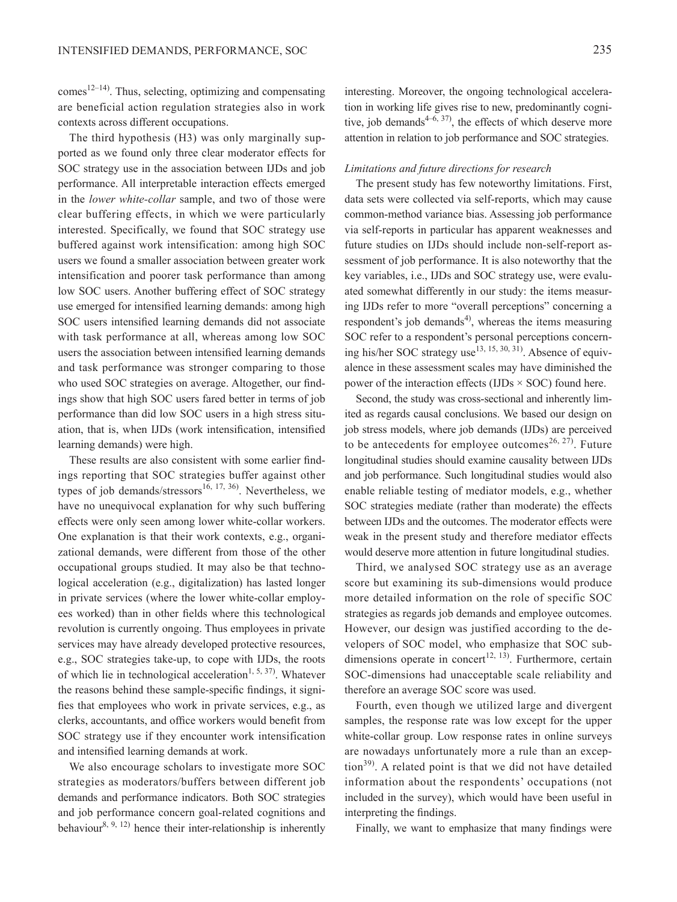comes[12–14]. Thus, selecting, optimizing and compensating are beneficial action regulation strategies also in work contexts across different occupations.

The third hypothesis (H3) was only marginally supported as we found only three clear moderator effects for SOC strategy use in the association between IJDs and job performance. All interpretable interaction effects emerged in the *lower white-collar* sample, and two of those were clear buffering effects, in which we were particularly interested. Specifically, we found that SOC strategy use buffered against work intensification: among high SOC users we found a smaller association between greater work intensification and poorer task performance than among low SOC users. Another buffering effect of SOC strategy use emerged for intensified learning demands: among high SOC users intensified learning demands did not associate with task performance at all, whereas among low SOC users the association between intensified learning demands and task performance was stronger comparing to those who used SOC strategies on average. Altogether, our findings show that high SOC users fared better in terms of job performance than did low SOC users in a high stress situation, that is, when IJDs (work intensification, intensified learning demands) were high.

These results are also consistent with some earlier findings reporting that SOC strategies buffer against other types of job demands/stressors[16, 17, 36]. Nevertheless, we have no unequivocal explanation for why such buffering effects were only seen among lower white-collar workers. One explanation is that their work contexts, e.g., organizational demands, were different from those of the other occupational groups studied. It may also be that technological acceleration (e.g., digitalization) has lasted longer in private services (where the lower white-collar employees worked) than in other fields where this technological revolution is currently ongoing. Thus employees in private services may have already developed protective resources, e.g., SOC strategies take-up, to cope with IJDs, the roots of which lie in technological acceleration[1, 5, 37]. Whatever the reasons behind these sample-specific findings, it signifies that employees who work in private services, e.g., as clerks, accountants, and office workers would benefit from SOC strategy use if they encounter work intensification and intensified learning demands at work.

We also encourage scholars to investigate more SOC strategies as moderators/buffers between different job demands and performance indicators. Both SOC strategies and job performance concern goal-related cognitions and behaviour[8, 9, 12] hence their inter-relationship is inherently interesting. Moreover, the ongoing technological acceleration in working life gives rise to new, predominantly cognitive, job demands[4–6, 37], the effects of which deserve more attention in relation to job performance and SOC strategies.

### *Limitations and future directions for research*

The present study has few noteworthy limitations. First, data sets were collected via self-reports, which may cause common-method variance bias. Assessing job performance via self-reports in particular has apparent weaknesses and future studies on IJDs should include non-self-report assessment of job performance. It is also noteworthy that the key variables, i.e., IJDs and SOC strategy use, were evaluated somewhat differently in our study: the items measuring IJDs refer to more "overall perceptions" concerning a respondent's job demands[4], whereas the items measuring SOC refer to a respondent's personal perceptions concerning his/her SOC strategy use[13, 15, 30, 31]. Absence of equivalence in these assessment scales may have diminished the power of the interaction effects (IJDs × SOC) found here.

Second, the study was cross-sectional and inherently limited as regards causal conclusions. We based our design on job stress models, where job demands (IJDs) are perceived to be antecedents for employee outcomes[26, 27]. Future longitudinal studies should examine causality between IJDs and job performance. Such longitudinal studies would also enable reliable testing of mediator models, e.g., whether SOC strategies mediate (rather than moderate) the effects between IJDs and the outcomes. The moderator effects were weak in the present study and therefore mediator effects would deserve more attention in future longitudinal studies.

Third, we analysed SOC strategy use as an average score but examining its sub-dimensions would produce more detailed information on the role of specific SOC strategies as regards job demands and employee outcomes. However, our design was justified according to the developers of SOC model, who emphasize that SOC subdimensions operate in concert[12, 13]. Furthermore, certain SOC-dimensions had unacceptable scale reliability and therefore an average SOC score was used.

Fourth, even though we utilized large and divergent samples, the response rate was low except for the upper white-collar group. Low response rates in online surveys are nowadays unfortunately more a rule than an exception[39]. A related point is that we did not have detailed information about the respondents' occupations (not included in the survey), which would have been useful in interpreting the findings.

Finally, we want to emphasize that many findings were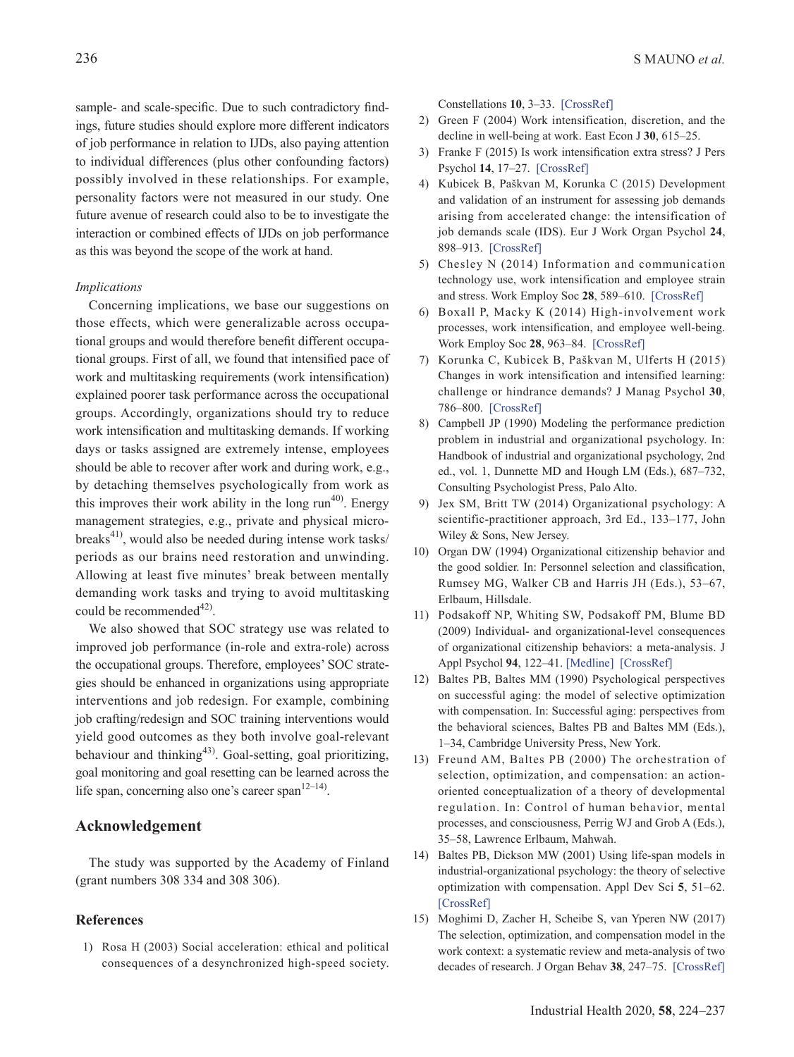sample- and scale-specific. Due to such contradictory findings, future studies should explore more different indicators of job performance in relation to IJDs, also paying attention to individual differences (plus other confounding factors) possibly involved in these relationships. For example, personality factors were not measured in our study. One future avenue of research could also to be to investigate the interaction or combined effects of IJDs on job performance as this was beyond the scope of the work at hand.

*Implications*

Concerning implications, we base our suggestions on those effects, which were generalizable across occupational groups and would therefore benefit different occupational groups. First of all, we found that intensified pace of work and multitasking requirements (work intensification) explained poorer task performance across the occupational groups. Accordingly, organizations should try to reduce work intensification and multitasking demands. If working days or tasks assigned are extremely intense, employees should be able to recover after work and during work, e.g., by detaching themselves psychologically from work as this improves their work ability in the long run[40]. Energy management strategies, e.g., private and physical micro-breaks[41], would also be needed during intense work tasks/periods as our brains need restoration and unwinding. Allowing at least five minutes' break between mentally demanding work tasks and trying to avoid multitasking could be recommended[42].

We also showed that SOC strategy use was related to improved job performance (in-role and extra-role) across the occupational groups. Therefore, employees' SOC strategies should be enhanced in organizations using appropriate interventions and job redesign. For example, combining job crafting/redesign and SOC training interventions would yield good outcomes as they both involve goal-relevant behaviour and thinking[43]. Goal-setting, goal prioritizing, goal monitoring and goal resetting can be learned across the life span, concerning also one's career span[12–14].

## Acknowledgement

The study was supported by the Academy of Finland (grant numbers 308 334 and 308 306).

## References

1) Rosa H (2003) Social acceleration: ethical and political consequences of a desynchronized high-speed society. Constellations **10**, 3–33. [CrossRef]
2) Green F (2004) Work intensification, discretion, and the decline in well-being at work. East Econ J **30**, 615–25.
3) Franke F (2015) Is work intensification extra stress? J Pers Psychol **14**, 17–27. [CrossRef]
4) Kubicek B, Paškvan M, Korunka C (2015) Development and validation of an instrument for assessing job demands arising from accelerated change: the intensification of job demands scale (IDS). Eur J Work Organ Psychol **24**, 898–913. [CrossRef]
5) Chesley N (2014) Information and communication technology use, work intensification and employee strain and stress. Work Employ Soc **28**, 589–610. [CrossRef]
6) Boxall P, Macky K (2014) High-involvement work processes, work intensification, and employee well-being. Work Employ Soc **28**, 963–84. [CrossRef]
7) Korunka C, Kubicek B, Paškvan M, Ulferts H (2015) Changes in work intensification and intensified learning: challenge or hindrance demands? J Manag Psychol **30**, 786–800. [CrossRef]
8) Campbell JP (1990) Modeling the performance prediction problem in industrial and organizational psychology. In: Handbook of industrial and organizational psychology, 2nd ed., vol. 1, Dunnette MD and Hough LM (Eds.), 687–732, Consulting Psychologist Press, Palo Alto.
9) Jex SM, Britt TW (2014) Organizational psychology: A scientific-practitioner approach, 3rd Ed., 133–177, John Wiley & Sons, New Jersey.
10) Organ DW (1994) Organizational citizenship behavior and the good soldier. In: Personnel selection and classification, Rumsey MG, Walker CB and Harris JH (Eds.), 53–67, Erlbaum, Hillsdale.
11) Podsakoff NP, Whiting SW, Podsakoff PM, Blume BD (2009) Individual- and organizational-level consequences of organizational citizenship behaviors: a meta-analysis. J Appl Psychol **94**, 122–41. [Medline] [CrossRef]
12) Baltes PB, Baltes MM (1990) Psychological perspectives on successful aging: the model of selective optimization with compensation. In: Successful aging: perspectives from the behavioral sciences, Baltes PB and Baltes MM (Eds.), 1–34, Cambridge University Press, New York.
13) Freund AM, Baltes PB (2000) The orchestration of selection, optimization, and compensation: an action-oriented conceptualization of a theory of developmental regulation. In: Control of human behavior, mental processes, and consciousness, Perrig WJ and Grob A (Eds.), 35–58, Lawrence Erlbaum, Mahwah.
14) Baltes PB, Dickson MW (2001) Using life-span models in industrial-organizational psychology: the theory of selective optimization with compensation. Appl Dev Sci **5**, 51–62. [CrossRef]
15) Moghimi D, Zacher H, Scheibe S, van Yperen NW (2017) The selection, optimization, and compensation model in the work context: a systematic review and meta-analysis of two decades of research. J Organ Behav **38**, 247–75. [CrossRef]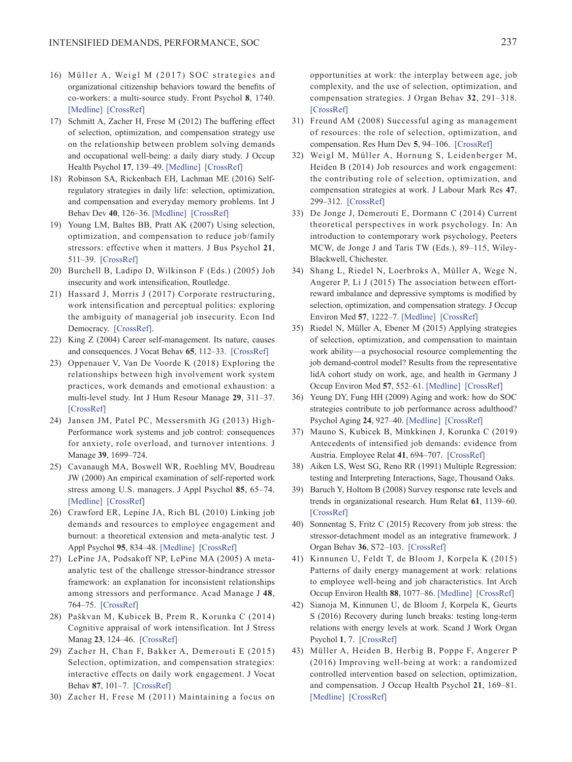16) Müller A, Weigl M (2017) SOC strategies and organizational citizenship behaviors toward the benefits of co-workers: a multi-source study. Front Psychol **8**, 1740. [Medline] [CrossRef]
17) Schmitt A, Zacher H, Frese M (2012) The buffering effect of selection, optimization, and compensation strategy use on the relationship between problem solving demands and occupational well-being: a daily diary study. J Occup Health Psychol **17**, 139–49. [Medline] [CrossRef]
18) Robinson SA, Rickenbach EH, Lachman ME (2016) Self-regulatory strategies in daily life: selection, optimization, and compensation and everyday memory problems. Int J Behav Dev **40**, 126–36. [Medline] [CrossRef]
19) Young LM, Baltes BB, Pratt AK (2007) Using selection, optimization, and compensation to reduce job/family stressors: effective when it matters. J Bus Psychol **21**, 511–39. [CrossRef]
20) Burchell B, Ladipo D, Wilkinson F (Eds.) (2005) Job insecurity and work intensification, Routledge.
21) Hassard J, Morris J (2017) Corporate restructuring, work intensification and perceptual politics: exploring the ambiguity of managerial job insecurity. Econ Ind Democracy. [CrossRef].
22) King Z (2004) Career self-management. Its nature, causes and consequences. J Vocat Behav **65**, 112–33. [CrossRef]
23) Oppenauer V, Van De Voorde K (2018) Exploring the relationships between high involvement work system practices, work demands and emotional exhaustion: a multi-level study. Int J Hum Resour Manage **29**, 311–37. [CrossRef]
24) Jansen JM, Patel PC, Messersmith JG (2013) High-Performance work systems and job control: consequences for anxiety, role overload, and turnover intentions. J Manage **39**, 1699–724.
25) Cavanaugh MA, Boswell WR, Roehling MV, Boudreau JW (2000) An empirical examination of self-reported work stress among U.S. managers. J Appl Psychol **85**, 65–74. [Medline] [CrossRef]
26) Crawford ER, Lepine JA, Rich BL (2010) Linking job demands and resources to employee engagement and burnout: a theoretical extension and meta-analytic test. J Appl Psychol **95**, 834–48. [Medline] [CrossRef]
27) LePine JA, Podsakoff NP, LePine MA (2005) A meta-analytic test of the challenge stressor-hindrance stressor framework: an explanation for inconsistent relationships among stressors and performance. Acad Manage J **48**, 764–75. [CrossRef]
28) Paškvan M, Kubicek B, Prem R, Korunka C (2014) Cognitive appraisal of work intensification. Int J Stress Manag **23**, 124–46. [CrossRef]
29) Zacher H, Chan F, Bakker A, Demerouti E (2015) Selection, optimization, and compensation strategies: interactive effects on daily work engagement. J Vocat Behav **87**, 101–7. [CrossRef]
30) Zacher H, Frese M (2011) Maintaining a focus on opportunities at work: the interplay between age, job complexity, and the use of selection, optimization, and compensation strategies. J Organ Behav **32**, 291–318. [CrossRef]
31) Freund AM (2008) Successful aging as management of resources: the role of selection, optimization, and compensation. Res Hum Dev **5**, 94–106. [CrossRef]
32) Weigl M, Müller A, Hornung S, Leidenberger M, Heiden B (2014) Job resources and work engagement: the contributing role of selection, optimization, and compensation strategies at work. J Labour Mark Res **47**, 299–312. [CrossRef]
33) De Jonge J, Demerouti E, Dormann C (2014) Current theoretical perspectives in work psychology. In: An introduction to contemporary work psychology, Peeters MCW, de Jonge J and Taris TW (Eds.), 89–115, Wiley-Blackwell, Chichester.
34) Shang L, Riedel N, Loerbroks A, Müller A, Wege N, Angerer P, Li J (2015) The association between effort-reward imbalance and depressive symptoms is modified by selection, optimization, and compensation strategy. J Occup Environ Med **57**, 1222–7. [Medline] [CrossRef]
35) Riedel N, Müller A, Ebener M (2015) Applying strategies of selection, optimization, and compensation to maintain work ability—a psychosocial resource complementing the job demand-control model? Results from the representative lidA cohort study on work, age, and health in Germany J Occup Environ Med **57**, 552–61. [Medline] [CrossRef]
36) Yeung DY, Fung HH (2009) Aging and work: how do SOC strategies contribute to job performance across adulthood? Psychol Aging **24**, 927–40. [Medline] [CrossRef]
37) Mauno S, Kubicek B, Minkkinen J, Korunka C (2019) Antecedents of intensified job demands: evidence from Austria. Employee Relat **41**, 694–707. [CrossRef]
38) Aiken LS, West SG, Reno RR (1991) Multiple Regression: testing and Interpreting Interactions, Sage, Thousand Oaks.
39) Baruch Y, Holtom B (2008) Survey response rate levels and trends in organizational research. Hum Relat **61**, 1139–60. [CrossRef]
40) Sonnentag S, Fritz C (2015) Recovery from job stress: the stressor-detachment model as an integrative framework. J Organ Behav **36**, S72–103. [CrossRef]
41) Kinnunen U, Feldt T, de Bloom J, Korpela K (2015) Patterns of daily energy management at work: relations to employee well-being and job characteristics. Int Arch Occup Environ Health **88**, 1077–86. [Medline] [CrossRef]
42) Sianoja M, Kinnunen U, de Bloom J, Korpela K, Geurts S (2016) Recovery during lunch breaks: testing long-term relations with energy levels at work. Scand J Work Organ Psychol **1**, 7. [CrossRef]
43) Müller A, Heiden B, Herbig B, Poppe F, Angerer P (2016) Improving well-being at work: a randomized controlled intervention based on selection, optimization, and compensation. J Occup Health Psychol **21**, 169–81. [Medline] [CrossRef]